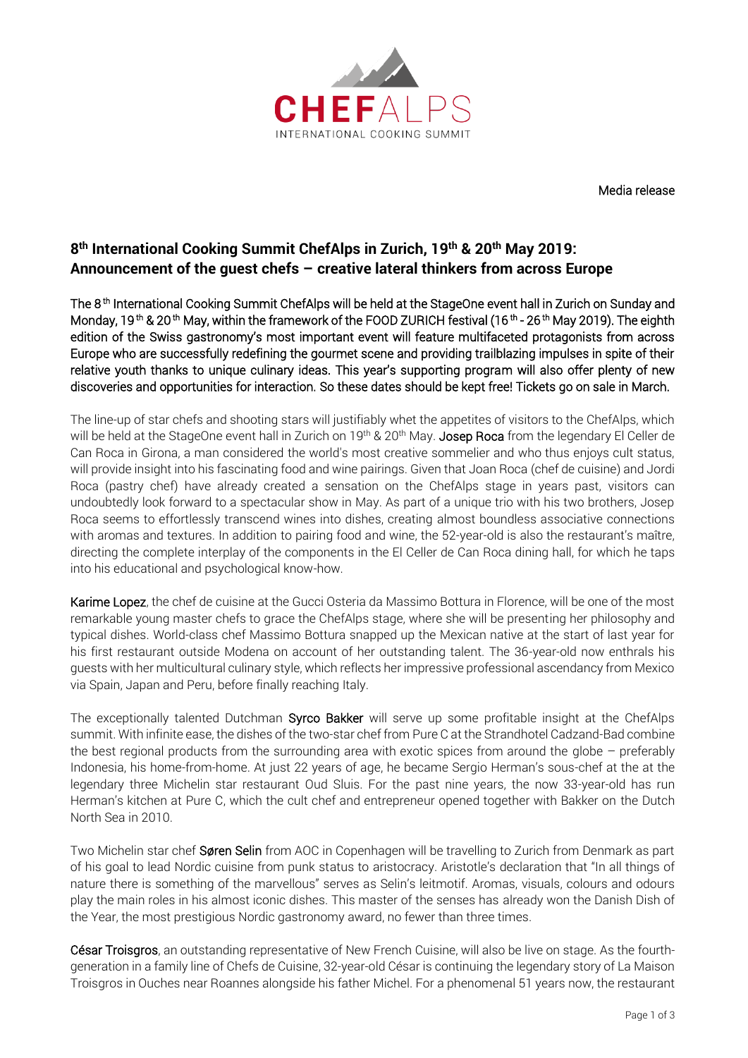CHEFALPS
INTERNATIONAL COOKING SUMMIT

Media release

## 8th International Cooking Summit ChefAlps in Zurich, 19th & 20th May 2019: Announcement of the guest chefs – creative lateral thinkers from across Europe

The 8th International Cooking Summit ChefAlps will be held at the StageOne event hall in Zurich on Sunday and Monday, 19th & 20th May, within the framework of the FOOD ZURICH festival (16th - 26th May 2019). The eighth edition of the Swiss gastronomy's most important event will feature multifaceted protagonists from across Europe who are successfully redefining the gourmet scene and providing trailblazing impulses in spite of their relative youth thanks to unique culinary ideas. This year's supporting program will also offer plenty of new discoveries and opportunities for interaction. So these dates should be kept free! Tickets go on sale in March.

The line-up of star chefs and shooting stars will justifiably whet the appetites of visitors to the ChefAlps, which will be held at the StageOne event hall in Zurich on 19th & 20th May. Josep Roca from the legendary El Celler de Can Roca in Girona, a man considered the world's most creative sommelier and who thus enjoys cult status, will provide insight into his fascinating food and wine pairings. Given that Joan Roca (chef de cuisine) and Jordi Roca (pastry chef) have already created a sensation on the ChefAlps stage in years past, visitors can undoubtedly look forward to a spectacular show in May. As part of a unique trio with his two brothers, Josep Roca seems to effortlessly transcend wines into dishes, creating almost boundless associative connections with aromas and textures. In addition to pairing food and wine, the 52-year-old is also the restaurant's maître, directing the complete interplay of the components in the El Celler de Can Roca dining hall, for which he taps into his educational and psychological know-how.

Karime Lopez, the chef de cuisine at the Gucci Osteria da Massimo Bottura in Florence, will be one of the most remarkable young master chefs to grace the ChefAlps stage, where she will be presenting her philosophy and typical dishes. World-class chef Massimo Bottura snapped up the Mexican native at the start of last year for his first restaurant outside Modena on account of her outstanding talent. The 36-year-old now enthrals his guests with her multicultural culinary style, which reflects her impressive professional ascendancy from Mexico via Spain, Japan and Peru, before finally reaching Italy.

The exceptionally talented Dutchman Syrco Bakker will serve up some profitable insight at the ChefAlps summit. With infinite ease, the dishes of the two-star chef from Pure C at the Strandhotel Cadzand-Bad combine the best regional products from the surrounding area with exotic spices from around the globe – preferably Indonesia, his home-from-home. At just 22 years of age, he became Sergio Herman's sous-chef at the at the legendary three Michelin star restaurant Oud Sluis. For the past nine years, the now 33-year-old has run Herman's kitchen at Pure C, which the cult chef and entrepreneur opened together with Bakker on the Dutch North Sea in 2010.

Two Michelin star chef Søren Selin from AOC in Copenhagen will be travelling to Zurich from Denmark as part of his goal to lead Nordic cuisine from punk status to aristocracy. Aristotle's declaration that "In all things of nature there is something of the marvellous" serves as Selin's leitmotif. Aromas, visuals, colours and odours play the main roles in his almost iconic dishes. This master of the senses has already won the Danish Dish of the Year, the most prestigious Nordic gastronomy award, no fewer than three times.

César Troisgros, an outstanding representative of New French Cuisine, will also be live on stage. As the fourth-generation in a family line of Chefs de Cuisine, 32-year-old César is continuing the legendary story of La Maison Troisgros in Ouches near Roannes alongside his father Michel. For a phenomenal 51 years now, the restaurant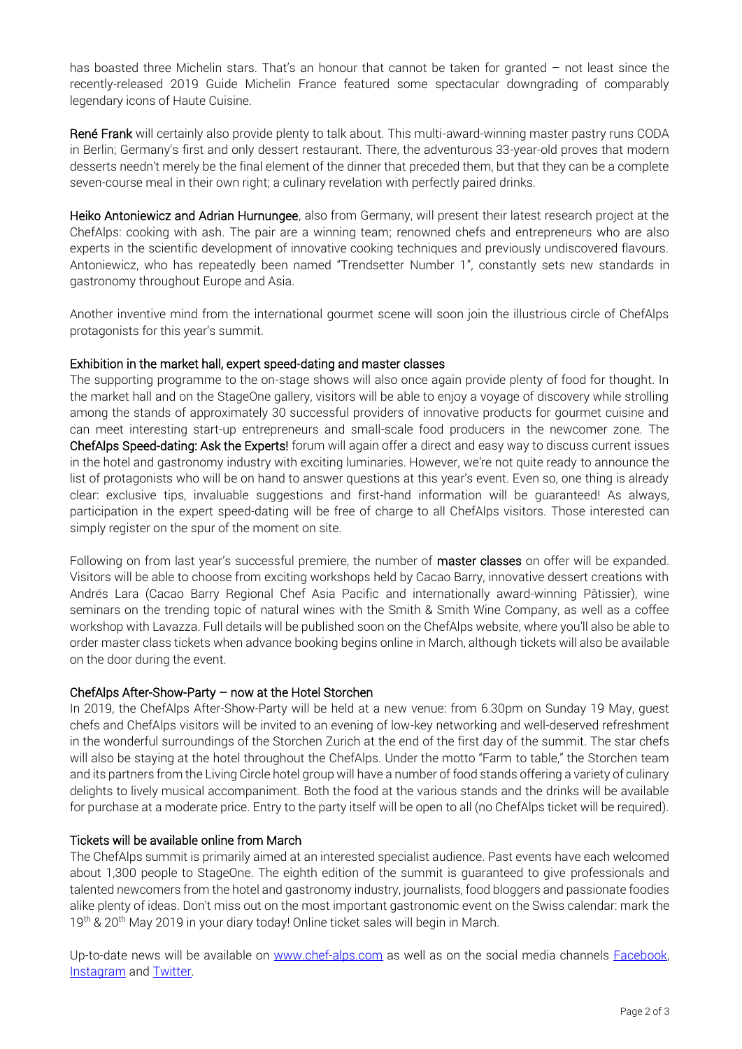has boasted three Michelin stars. That's an honour that cannot be taken for granted – not least since the recently-released 2019 Guide Michelin France featured some spectacular downgrading of comparably legendary icons of Haute Cuisine.

**René Frank** will certainly also provide plenty to talk about. This multi-award-winning master pastry runs CODA in Berlin; Germany's first and only dessert restaurant. There, the adventurous 33-year-old proves that modern desserts needn't merely be the final element of the dinner that preceded them, but that they can be a complete seven-course meal in their own right; a culinary revelation with perfectly paired drinks.

**Heiko Antoniewicz and Adrian Hurnungee**, also from Germany, will present their latest research project at the ChefAlps: cooking with ash. The pair are a winning team; renowned chefs and entrepreneurs who are also experts in the scientific development of innovative cooking techniques and previously undiscovered flavours. Antoniewicz, who has repeatedly been named "Trendsetter Number 1", constantly sets new standards in gastronomy throughout Europe and Asia.

Another inventive mind from the international gourmet scene will soon join the illustrious circle of ChefAlps protagonists for this year's summit.

## Exhibition in the market hall, expert speed-dating and master classes

The supporting programme to the on-stage shows will also once again provide plenty of food for thought. In the market hall and on the StageOne gallery, visitors will be able to enjoy a voyage of discovery while strolling among the stands of approximately 30 successful providers of innovative products for gourmet cuisine and can meet interesting start-up entrepreneurs and small-scale food producers in the newcomer zone. The **ChefAlps Speed-dating: Ask the Experts!** forum will again offer a direct and easy way to discuss current issues in the hotel and gastronomy industry with exciting luminaries. However, we're not quite ready to announce the list of protagonists who will be on hand to answer questions at this year's event. Even so, one thing is already clear: exclusive tips, invaluable suggestions and first-hand information will be guaranteed! As always, participation in the expert speed-dating will be free of charge to all ChefAlps visitors. Those interested can simply register on the spur of the moment on site.

Following on from last year's successful premiere, the number of **master classes** on offer will be expanded. Visitors will be able to choose from exciting workshops held by Cacao Barry, innovative dessert creations with Andrés Lara (Cacao Barry Regional Chef Asia Pacific and internationally award-winning Pâtissier), wine seminars on the trending topic of natural wines with the Smith & Smith Wine Company, as well as a coffee workshop with Lavazza. Full details will be published soon on the ChefAlps website, where you'll also be able to order master class tickets when advance booking begins online in March, although tickets will also be available on the door during the event.

## ChefAlps After-Show-Party – now at the Hotel Storchen

In 2019, the ChefAlps After-Show-Party will be held at a new venue: from 6.30pm on Sunday 19 May, guest chefs and ChefAlps visitors will be invited to an evening of low-key networking and well-deserved refreshment in the wonderful surroundings of the Storchen Zurich at the end of the first day of the summit. The star chefs will also be staying at the hotel throughout the ChefAlps. Under the motto "Farm to table," the Storchen team and its partners from the Living Circle hotel group will have a number of food stands offering a variety of culinary delights to lively musical accompaniment. Both the food at the various stands and the drinks will be available for purchase at a moderate price. Entry to the party itself will be open to all (no ChefAlps ticket will be required).

## Tickets will be available online from March

The ChefAlps summit is primarily aimed at an interested specialist audience. Past events have each welcomed about 1,300 people to StageOne. The eighth edition of the summit is guaranteed to give professionals and talented newcomers from the hotel and gastronomy industry, journalists, food bloggers and passionate foodies alike plenty of ideas. Don't miss out on the most important gastronomic event on the Swiss calendar: mark the 19th & 20th May 2019 in your diary today! Online ticket sales will begin in March.

Up-to-date news will be available on [www.chef-alps.com](www.chef-alps.com) as well as on the social media channels [Facebook](), [Instagram]() and [Twitter]().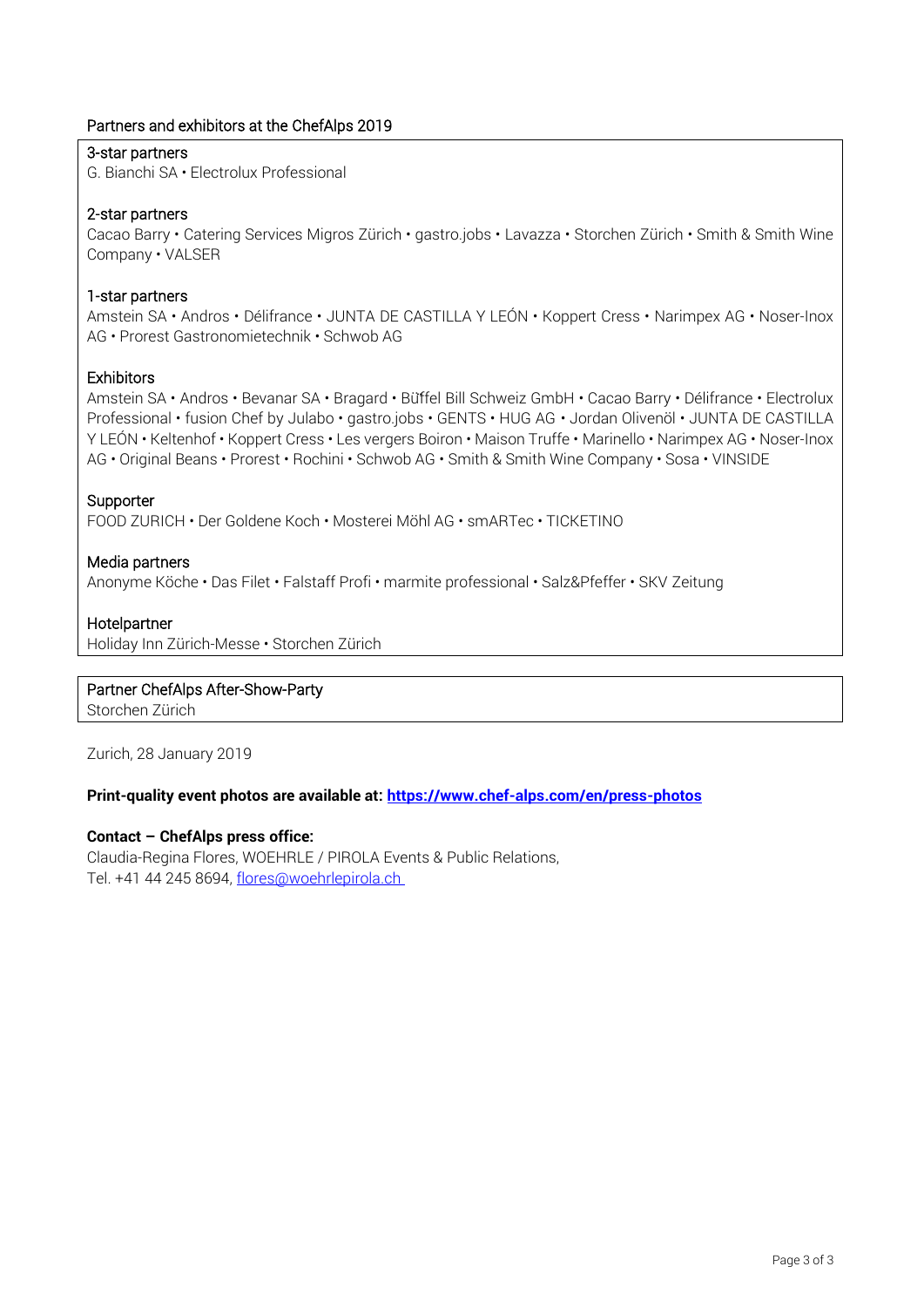## Partners and exhibitors at the ChefAlps 2019

### 3-star partners

G. Bianchi SA • Electrolux Professional

### 2-star partners

Cacao Barry • Catering Services Migros Zürich • gastro.jobs • Lavazza • Storchen Zürich • Smith & Smith Wine Company • VALSER

### 1-star partners

Amstein SA • Andros • Délifrance • JUNTA DE CASTILLA Y LEÓN • Koppert Cress • Narimpex AG • Noser-Inox AG • Prorest Gastronomietechnik • Schwob AG

### Exhibitors

Amstein SA • Andros • Bevanar SA • Bragard • Büffel Bill Schweiz GmbH • Cacao Barry • Délifrance • Electrolux Professional • fusion Chef by Julabo • gastro.jobs • GENTS • HUG AG • Jordan Olivenöl • JUNTA DE CASTILLA Y LEÓN • Keltenhof • Koppert Cress • Les vergers Boiron • Maison Truffe • Marinello • Narimpex AG • Noser-Inox AG • Original Beans • Prorest • Rochini • Schwob AG • Smith & Smith Wine Company • Sosa • VINSIDE

### Supporter

FOOD ZURICH • Der Goldene Koch • Mosterei Möhl AG • smARTec • TICKETINO

### Media partners

Anonyme Köche • Das Filet • Falstaff Profi • marmite professional • Salz&Pfeffer • SKV Zeitung

### Hotelpartner

Holiday Inn Zürich-Messe • Storchen Zürich

### Partner ChefAlps After-Show-Party

Storchen Zürich

Zurich, 28 January 2019

**Print-quality event photos are available at: https://www.chef-alps.com/en/press-photos**

**Contact – ChefAlps press office:**
Claudia-Regina Flores, WOEHRLE / PIROLA Events & Public Relations,
Tel. +41 44 245 8694, flores@woehrlepirola.ch